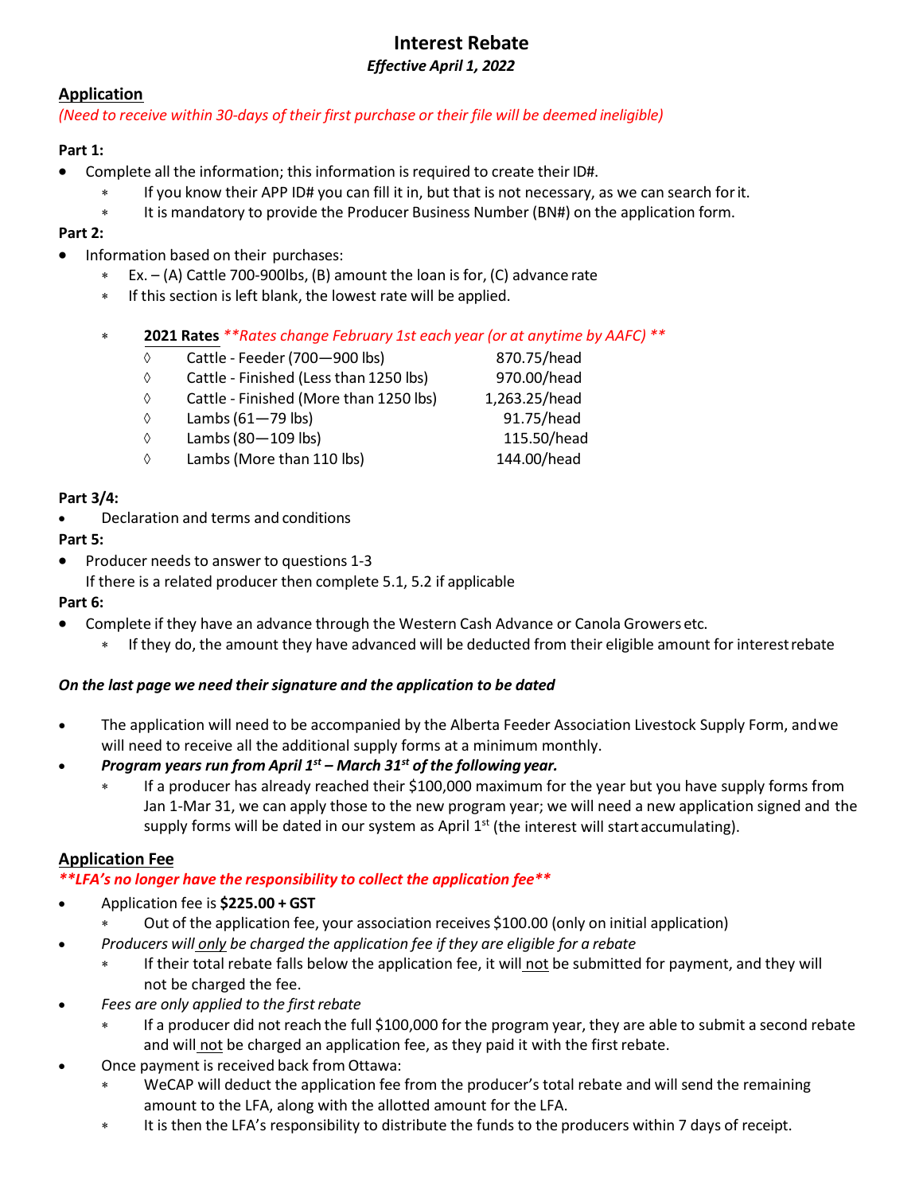# Interest Rebate

***Effective April 1, 2022***

## Application

*(Need to receive within 30-days of their first purchase or their file will be deemed ineligible)*

**Part 1:**

- Complete all the information; this information is required to create their ID#.
  - If you know their APP ID# you can fill it in, but that is not necessary, as we can search for it.
  - It is mandatory to provide the Producer Business Number (BN#) on the application form.

**Part 2:**

- Information based on their purchases:
  - Ex. – (A) Cattle 700-900lbs, (B) amount the loan is for, (C) advance rate
  - If this section is left blank, the lowest rate will be applied.
  - **2021 Rates** ***Rates change February 1st each year (or at anytime by AAFC)***
    - ◊ Cattle - Feeder (700—900 lbs) 870.75/head
    - ◊ Cattle - Finished (Less than 1250 lbs) 970.00/head
    - ◊ Cattle - Finished (More than 1250 lbs) 1,263.25/head
    - ◊ Lambs (61—79 lbs) 91.75/head
    - ◊ Lambs (80—109 lbs) 115.50/head
    - ◊ Lambs (More than 110 lbs) 144.00/head

**Part 3/4:**

- Declaration and terms and conditions

**Part 5:**

- Producer needs to answer to questions 1-3
  If there is a related producer then complete 5.1, 5.2 if applicable

**Part 6:**

- Complete if they have an advance through the Western Cash Advance or Canola Growers etc.
  - If they do, the amount they have advanced will be deducted from their eligible amount for interest rebate

***On the last page we need their signature and the application to be dated***

- The application will need to be accompanied by the Alberta Feeder Association Livestock Supply Form, and we will need to receive all the additional supply forms at a minimum monthly.
- ***Program years run from April 1st – March 31st of the following year.***
  - If a producer has already reached their $100,000 maximum for the year but you have supply forms from Jan 1-Mar 31, we can apply those to the new program year; we will need a new application signed and the supply forms will be dated in our system as April 1st (the interest will start accumulating).

## Application Fee

***\*\*LFA's no longer have the responsibility to collect the application fee\*\****

- Application fee is **$225.00 + GST**
  - Out of the application fee, your association receives $100.00 (only on initial application)
- *Producers will only be charged the application fee if they are eligible for a rebate*
  - If their total rebate falls below the application fee, it will not be submitted for payment, and they will not be charged the fee.
- *Fees are only applied to the first rebate*
  - If a producer did not reach the full $100,000 for the program year, they are able to submit a second rebate and will not be charged an application fee, as they paid it with the first rebate.
- Once payment is received back from Ottawa:
  - WeCAP will deduct the application fee from the producer's total rebate and will send the remaining amount to the LFA, along with the allotted amount for the LFA.
  - It is then the LFA's responsibility to distribute the funds to the producers within 7 days of receipt.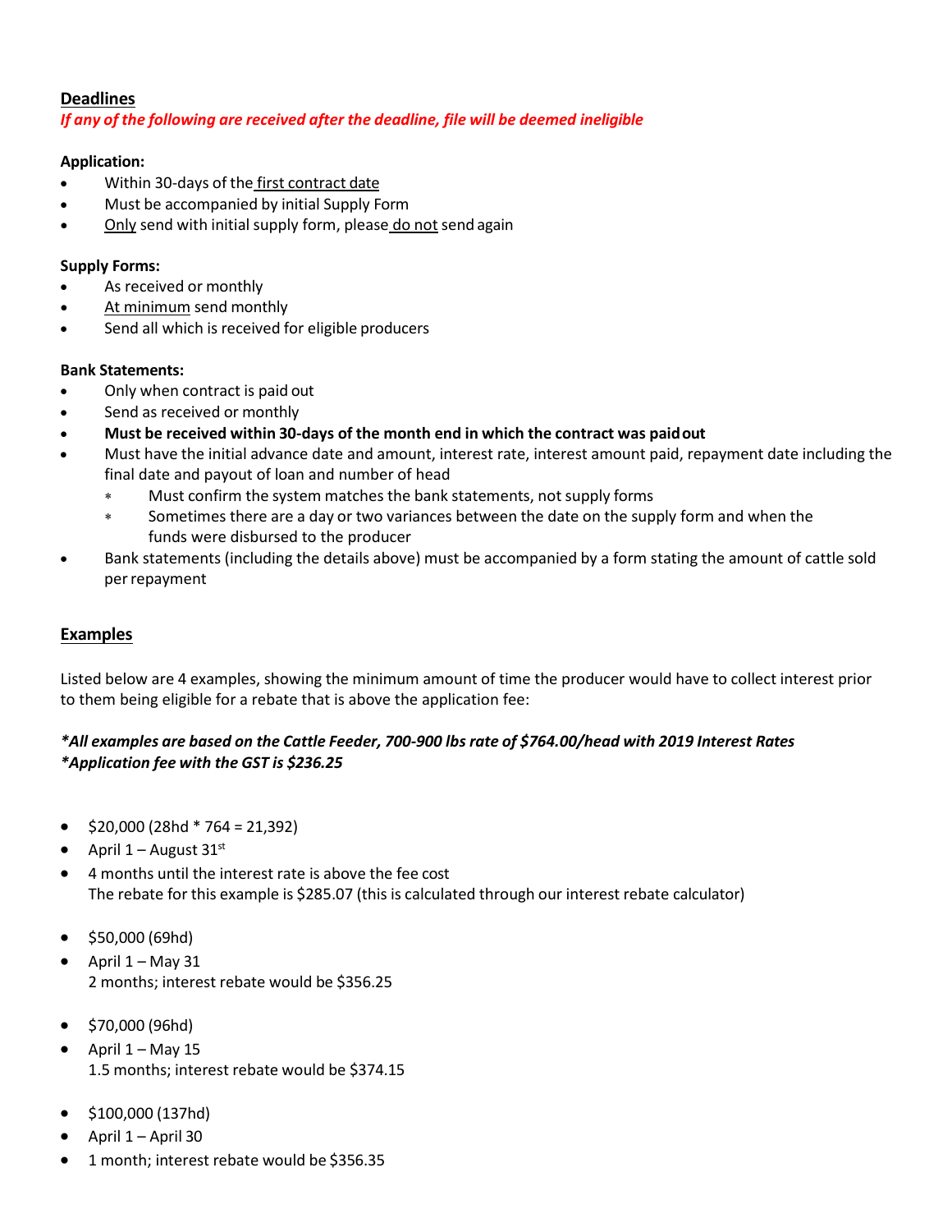## Deadlines

***If any of the following are received after the deadline, file will be deemed ineligible***

**Application:**

- Within 30-days of the first contract date
- Must be accompanied by initial Supply Form
- Only send with initial supply form, please do not send again

**Supply Forms:**

- As received or monthly
- At minimum send monthly
- Send all which is received for eligible producers

**Bank Statements:**

- Only when contract is paid out
- Send as received or monthly
- **Must be received within 30-days of the month end in which the contract was paid out**
- Must have the initial advance date and amount, interest rate, interest amount paid, repayment date including the final date and payout of loan and number of head
  - Must confirm the system matches the bank statements, not supply forms
  - Sometimes there are a day or two variances between the date on the supply form and when the funds were disbursed to the producer
- Bank statements (including the details above) must be accompanied by a form stating the amount of cattle sold per repayment

## Examples

Listed below are 4 examples, showing the minimum amount of time the producer would have to collect interest prior to them being eligible for a rebate that is above the application fee:

***\*All examples are based on the Cattle Feeder, 700-900 lbs rate of $764.00/head with 2019 Interest Rates***
***\*Application fee with the GST is $236.25***

- $20,000 (28hd * 764 = 21,392)
- April 1 – August 31st
- 4 months until the interest rate is above the fee cost
  The rebate for this example is $285.07 (this is calculated through our interest rebate calculator)

- $50,000 (69hd)
- April 1 – May 31
  2 months; interest rebate would be $356.25

- $70,000 (96hd)
- April 1 – May 15
  1.5 months; interest rebate would be $374.15

- $100,000 (137hd)
- April 1 – April 30
- 1 month; interest rebate would be $356.35